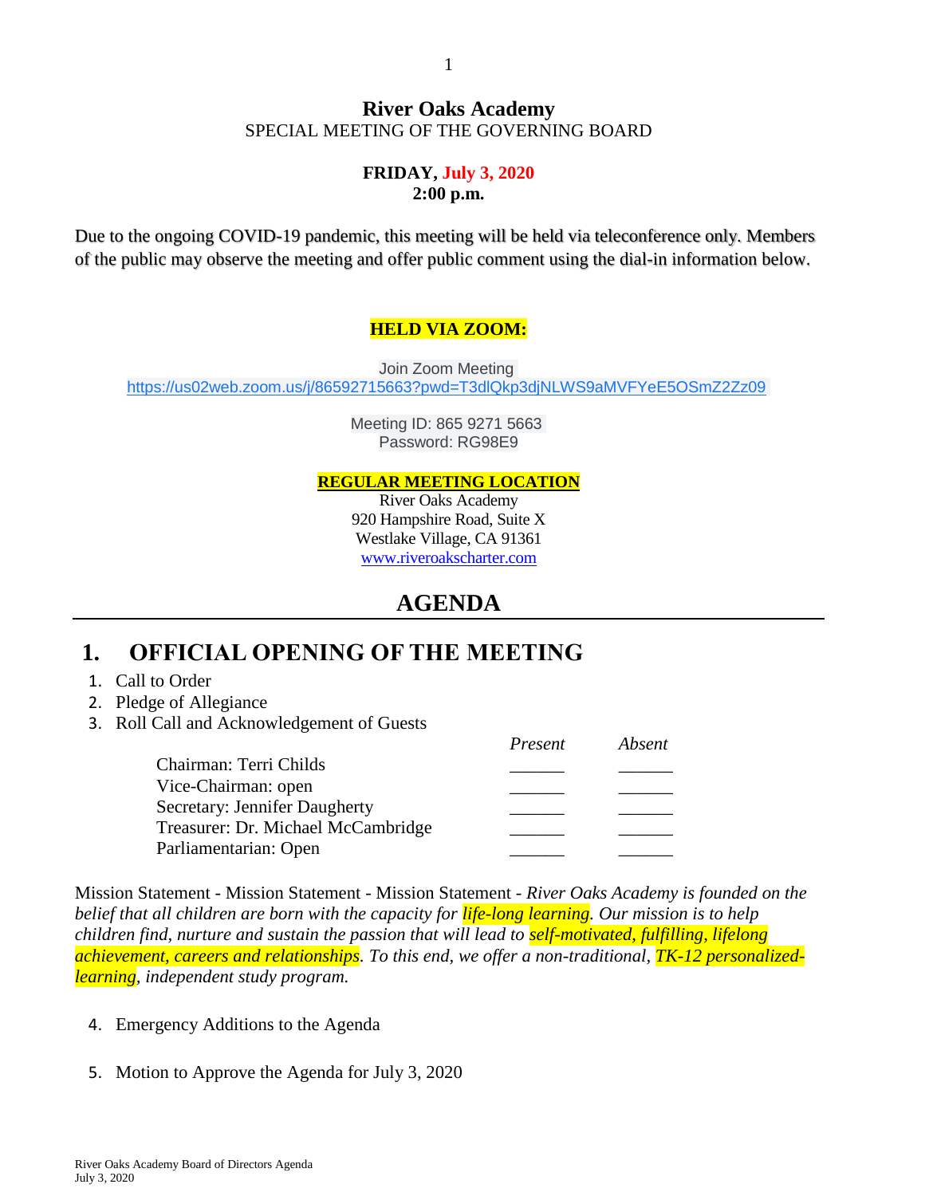# River Oaks Academy

SPECIAL MEETING OF THE GOVERNING BOARD

**FRIDAY, July 3, 2020**
**2:00 p.m.**

Due to the ongoing COVID-19 pandemic, this meeting will be held via teleconference only. Members of the public may observe the meeting and offer public comment using the dial-in information below.

**HELD VIA ZOOM:**

Join Zoom Meeting
https://us02web.zoom.us/j/86592715663?pwd=T3dlQkp3djNLWS9aMVFYeE5OSmZ2Zz09

Meeting ID: 865 9271 5663
Password: RG98E9

**REGULAR MEETING LOCATION**

River Oaks Academy
920 Hampshire Road, Suite X
Westlake Village, CA 91361
www.riveroakscharter.com

## AGENDA

## 1. OFFICIAL OPENING OF THE MEETING

1. Call to Order
2. Pledge of Allegiance
3. Roll Call and Acknowledgement of Guests

| | *Present* | *Absent* |
|---|---|---|
| Chairman: Terri Childs | ______ | ______ |
| Vice-Chairman: open | ______ | ______ |
| Secretary: Jennifer Daugherty | ______ | ______ |
| Treasurer: Dr. Michael McCambridge | ______ | ______ |
| Parliamentarian: Open | ______ | ______ |

Mission Statement - Mission Statement - Mission Statement - *River Oaks Academy is founded on the belief that all children are born with the capacity for life-long learning. Our mission is to help children find, nurture and sustain the passion that will lead to self-motivated, fulfilling, lifelong achievement, careers and relationships. To this end, we offer a non-traditional, TK-12 personalized-learning, independent study program.*

4. Emergency Additions to the Agenda

5. Motion to Approve the Agenda for July 3, 2020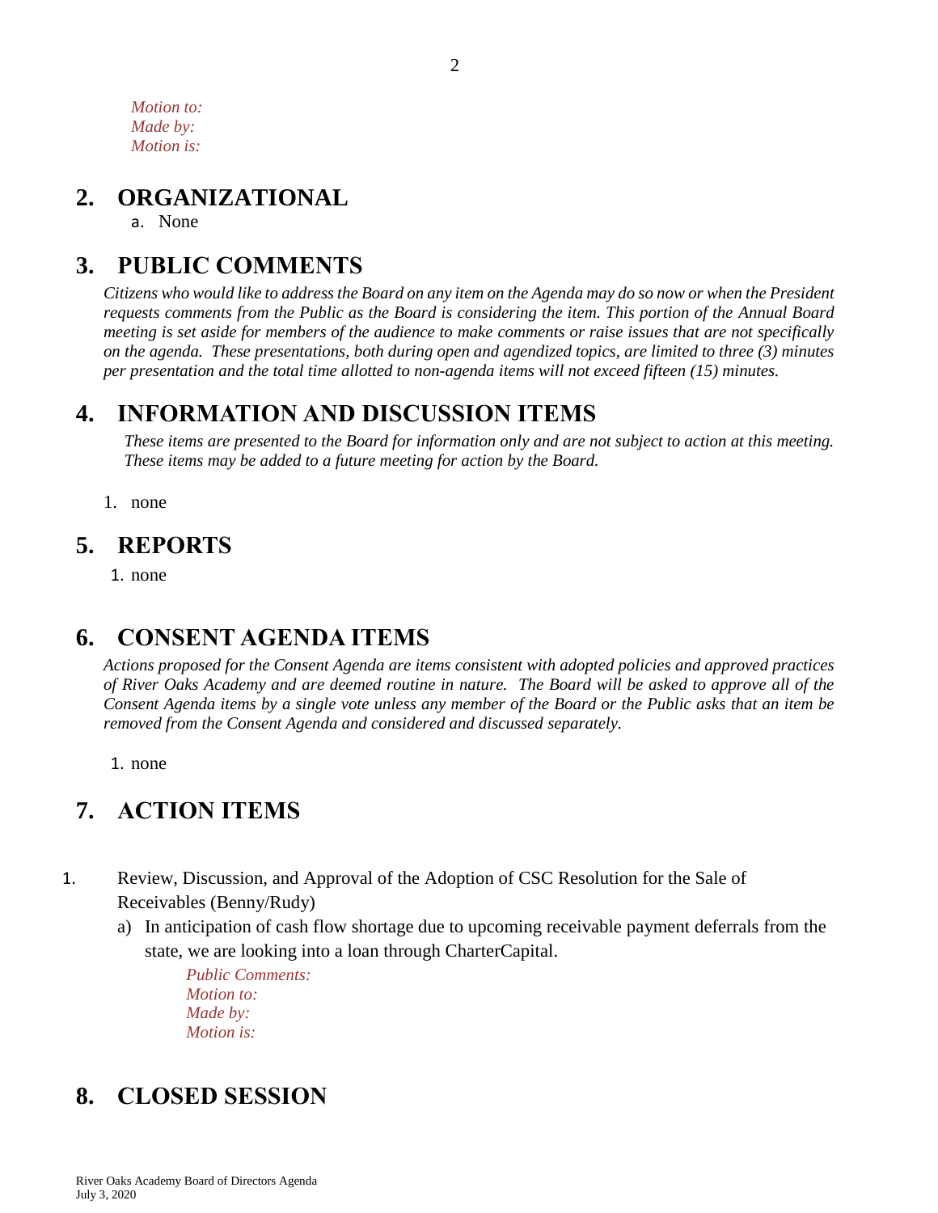*Motion to:*
*Made by:*
*Motion is:*

## 2. ORGANIZATIONAL

a. None

## 3. PUBLIC COMMENTS

*Citizens who would like to address the Board on any item on the Agenda may do so now or when the President requests comments from the Public as the Board is considering the item. This portion of the Annual Board meeting is set aside for members of the audience to make comments or raise issues that are not specifically on the agenda. These presentations, both during open and agendized topics, are limited to three (3) minutes per presentation and the total time allotted to non-agenda items will not exceed fifteen (15) minutes.*

## 4. INFORMATION AND DISCUSSION ITEMS

*These items are presented to the Board for information only and are not subject to action at this meeting. These items may be added to a future meeting for action by the Board.*

1. none

## 5. REPORTS

1. none

## 6. CONSENT AGENDA ITEMS

*Actions proposed for the Consent Agenda are items consistent with adopted policies and approved practices of River Oaks Academy and are deemed routine in nature. The Board will be asked to approve all of the Consent Agenda items by a single vote unless any member of the Board or the Public asks that an item be removed from the Consent Agenda and considered and discussed separately.*

1. none

## 7. ACTION ITEMS

1. Review, Discussion, and Approval of the Adoption of CSC Resolution for the Sale of Receivables (Benny/Rudy)
   a) In anticipation of cash flow shortage due to upcoming receivable payment deferrals from the state, we are looking into a loan through CharterCapital.

      *Public Comments:*
      *Motion to:*
      *Made by:*
      *Motion is:*

## 8. CLOSED SESSION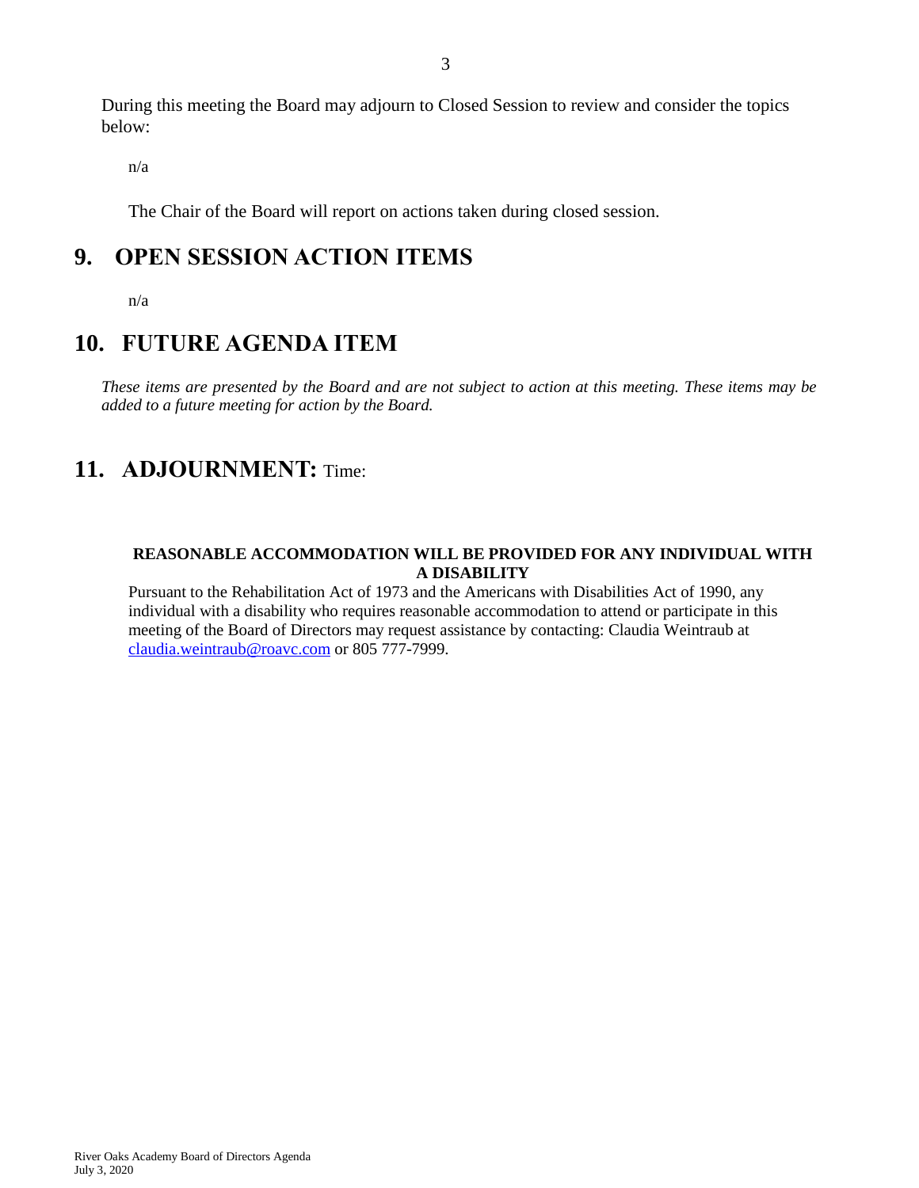During this meeting the Board may adjourn to Closed Session to review and consider the topics below:

n/a

The Chair of the Board will report on actions taken during closed session.

# 9. OPEN SESSION ACTION ITEMS

n/a

# 10. FUTURE AGENDA ITEM

*These items are presented by the Board and are not subject to action at this meeting. These items may be added to a future meeting for action by the Board.*

# 11. ADJOURNMENT: Time:

**REASONABLE ACCOMMODATION WILL BE PROVIDED FOR ANY INDIVIDUAL WITH A DISABILITY**

Pursuant to the Rehabilitation Act of 1973 and the Americans with Disabilities Act of 1990, any individual with a disability who requires reasonable accommodation to attend or participate in this meeting of the Board of Directors may request assistance by contacting: Claudia Weintraub at claudia.weintraub@roavc.com or 805 777-7999.